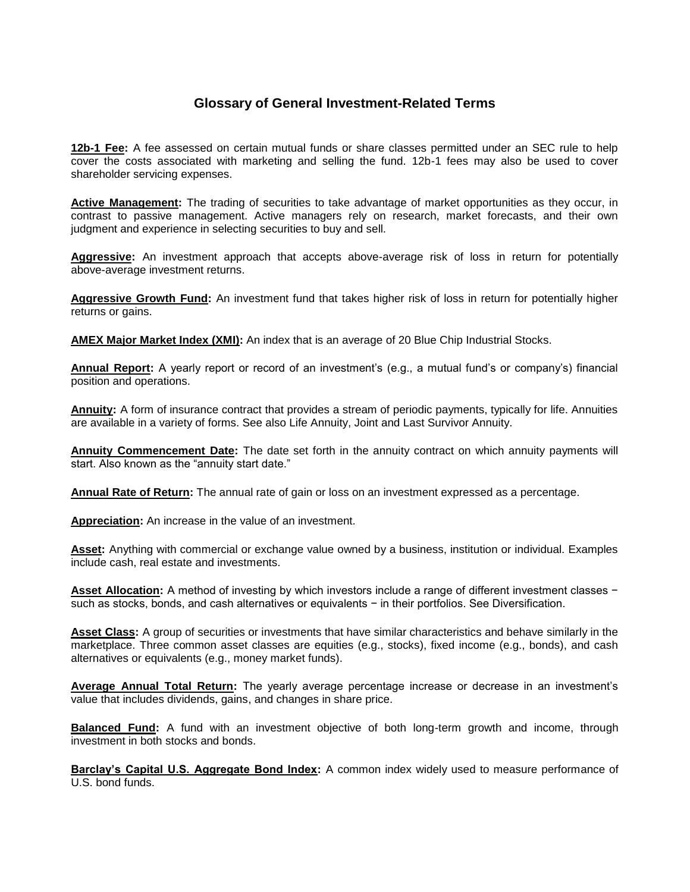# Glossary of General Investment-Related Terms

**12b-1 Fee:** A fee assessed on certain mutual funds or share classes permitted under an SEC rule to help cover the costs associated with marketing and selling the fund. 12b-1 fees may also be used to cover shareholder servicing expenses.

**Active Management:** The trading of securities to take advantage of market opportunities as they occur, in contrast to passive management. Active managers rely on research, market forecasts, and their own judgment and experience in selecting securities to buy and sell.

**Aggressive:** An investment approach that accepts above-average risk of loss in return for potentially above-average investment returns.

**Aggressive Growth Fund:** An investment fund that takes higher risk of loss in return for potentially higher returns or gains.

**AMEX Major Market Index (XMI):** An index that is an average of 20 Blue Chip Industrial Stocks.

**Annual Report:** A yearly report or record of an investment's (e.g., a mutual fund's or company's) financial position and operations.

**Annuity:** A form of insurance contract that provides a stream of periodic payments, typically for life. Annuities are available in a variety of forms. See also Life Annuity, Joint and Last Survivor Annuity.

**Annuity Commencement Date:** The date set forth in the annuity contract on which annuity payments will start. Also known as the "annuity start date."

**Annual Rate of Return:** The annual rate of gain or loss on an investment expressed as a percentage.

**Appreciation:** An increase in the value of an investment.

**Asset:** Anything with commercial or exchange value owned by a business, institution or individual. Examples include cash, real estate and investments.

**Asset Allocation:** A method of investing by which investors include a range of different investment classes − such as stocks, bonds, and cash alternatives or equivalents − in their portfolios. See Diversification.

**Asset Class:** A group of securities or investments that have similar characteristics and behave similarly in the marketplace. Three common asset classes are equities (e.g., stocks), fixed income (e.g., bonds), and cash alternatives or equivalents (e.g., money market funds).

**Average Annual Total Return:** The yearly average percentage increase or decrease in an investment's value that includes dividends, gains, and changes in share price.

**Balanced Fund:** A fund with an investment objective of both long-term growth and income, through investment in both stocks and bonds.

**Barclay's Capital U.S. Aggregate Bond Index:** A common index widely used to measure performance of U.S. bond funds.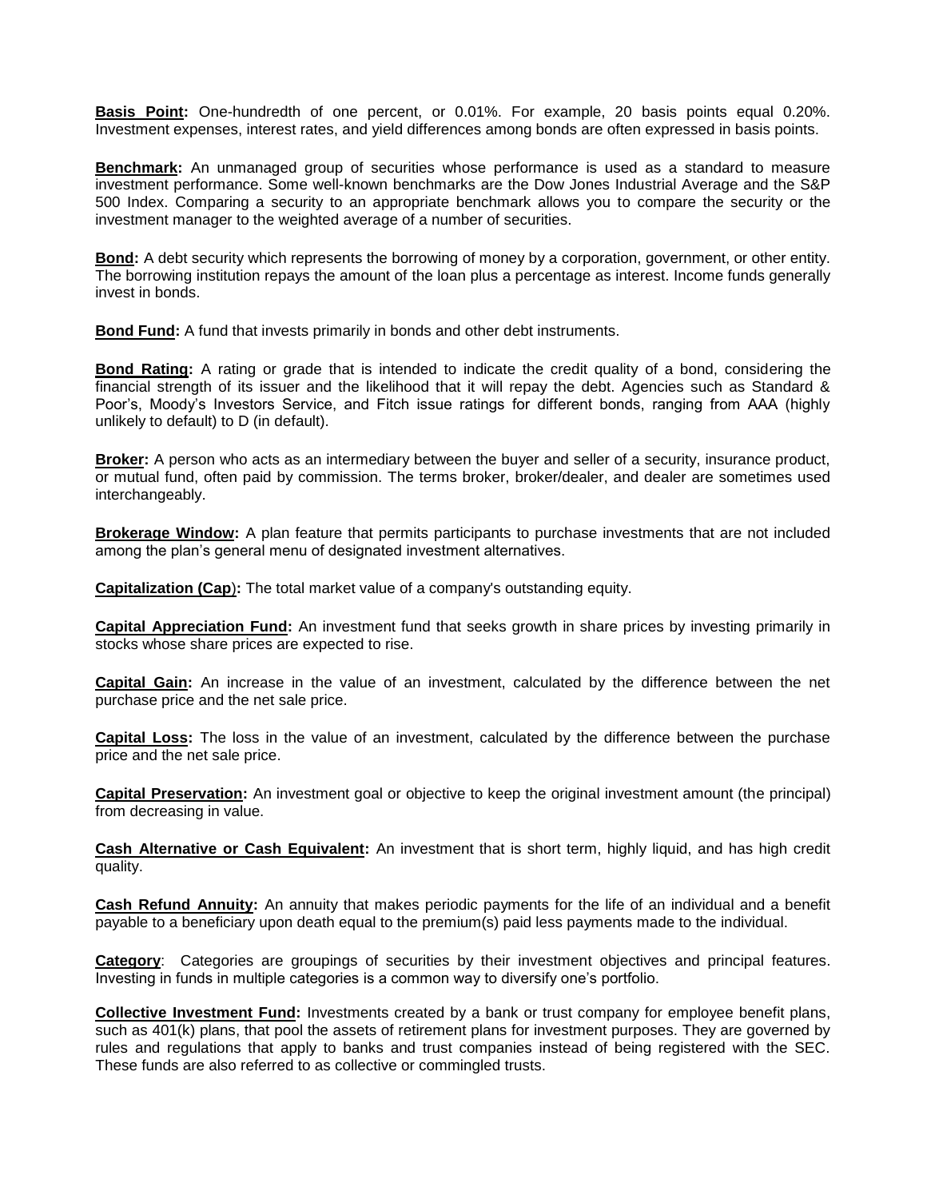**Basis Point:** One-hundredth of one percent, or 0.01%. For example, 20 basis points equal 0.20%. Investment expenses, interest rates, and yield differences among bonds are often expressed in basis points.

**Benchmark:** An unmanaged group of securities whose performance is used as a standard to measure investment performance. Some well-known benchmarks are the Dow Jones Industrial Average and the S&P 500 Index. Comparing a security to an appropriate benchmark allows you to compare the security or the investment manager to the weighted average of a number of securities.

**Bond:** A debt security which represents the borrowing of money by a corporation, government, or other entity. The borrowing institution repays the amount of the loan plus a percentage as interest. Income funds generally invest in bonds.

**Bond Fund:** A fund that invests primarily in bonds and other debt instruments.

**Bond Rating:** A rating or grade that is intended to indicate the credit quality of a bond, considering the financial strength of its issuer and the likelihood that it will repay the debt. Agencies such as Standard & Poor's, Moody's Investors Service, and Fitch issue ratings for different bonds, ranging from AAA (highly unlikely to default) to D (in default).

**Broker:** A person who acts as an intermediary between the buyer and seller of a security, insurance product, or mutual fund, often paid by commission. The terms broker, broker/dealer, and dealer are sometimes used interchangeably.

**Brokerage Window:** A plan feature that permits participants to purchase investments that are not included among the plan's general menu of designated investment alternatives.

**Capitalization (Cap):** The total market value of a company's outstanding equity.

**Capital Appreciation Fund:** An investment fund that seeks growth in share prices by investing primarily in stocks whose share prices are expected to rise.

**Capital Gain:** An increase in the value of an investment, calculated by the difference between the net purchase price and the net sale price.

**Capital Loss:** The loss in the value of an investment, calculated by the difference between the purchase price and the net sale price.

**Capital Preservation:** An investment goal or objective to keep the original investment amount (the principal) from decreasing in value.

**Cash Alternative or Cash Equivalent:** An investment that is short term, highly liquid, and has high credit quality.

**Cash Refund Annuity:** An annuity that makes periodic payments for the life of an individual and a benefit payable to a beneficiary upon death equal to the premium(s) paid less payments made to the individual.

**Category**: Categories are groupings of securities by their investment objectives and principal features. Investing in funds in multiple categories is a common way to diversify one's portfolio.

**Collective Investment Fund:** Investments created by a bank or trust company for employee benefit plans, such as 401(k) plans, that pool the assets of retirement plans for investment purposes. They are governed by rules and regulations that apply to banks and trust companies instead of being registered with the SEC. These funds are also referred to as collective or commingled trusts.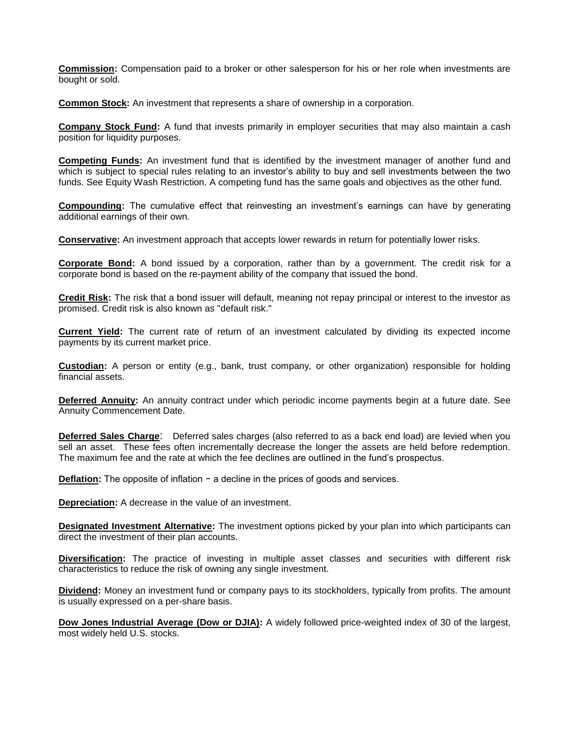**Commission:** Compensation paid to a broker or other salesperson for his or her role when investments are bought or sold.

**Common Stock:** An investment that represents a share of ownership in a corporation.

**Company Stock Fund:** A fund that invests primarily in employer securities that may also maintain a cash position for liquidity purposes.

**Competing Funds:** An investment fund that is identified by the investment manager of another fund and which is subject to special rules relating to an investor's ability to buy and sell investments between the two funds. See Equity Wash Restriction. A competing fund has the same goals and objectives as the other fund.

**Compounding:** The cumulative effect that reinvesting an investment's earnings can have by generating additional earnings of their own.

**Conservative:** An investment approach that accepts lower rewards in return for potentially lower risks.

**Corporate Bond:** A bond issued by a corporation, rather than by a government. The credit risk for a corporate bond is based on the re-payment ability of the company that issued the bond.

**Credit Risk:** The risk that a bond issuer will default, meaning not repay principal or interest to the investor as promised. Credit risk is also known as "default risk."

**Current Yield:** The current rate of return of an investment calculated by dividing its expected income payments by its current market price.

**Custodian:** A person or entity (e.g., bank, trust company, or other organization) responsible for holding financial assets.

**Deferred Annuity:** An annuity contract under which periodic income payments begin at a future date. See Annuity Commencement Date.

**Deferred Sales Charge**: Deferred sales charges (also referred to as a back end load) are levied when you sell an asset. These fees often incrementally decrease the longer the assets are held before redemption. The maximum fee and the rate at which the fee declines are outlined in the fund's prospectus.

**Deflation:** The opposite of inflation − a decline in the prices of goods and services.

**Depreciation:** A decrease in the value of an investment.

**Designated Investment Alternative:** The investment options picked by your plan into which participants can direct the investment of their plan accounts.

**Diversification:** The practice of investing in multiple asset classes and securities with different risk characteristics to reduce the risk of owning any single investment.

**Dividend:** Money an investment fund or company pays to its stockholders, typically from profits. The amount is usually expressed on a per-share basis.

**Dow Jones Industrial Average (Dow or DJIA):** A widely followed price-weighted index of 30 of the largest, most widely held U.S. stocks.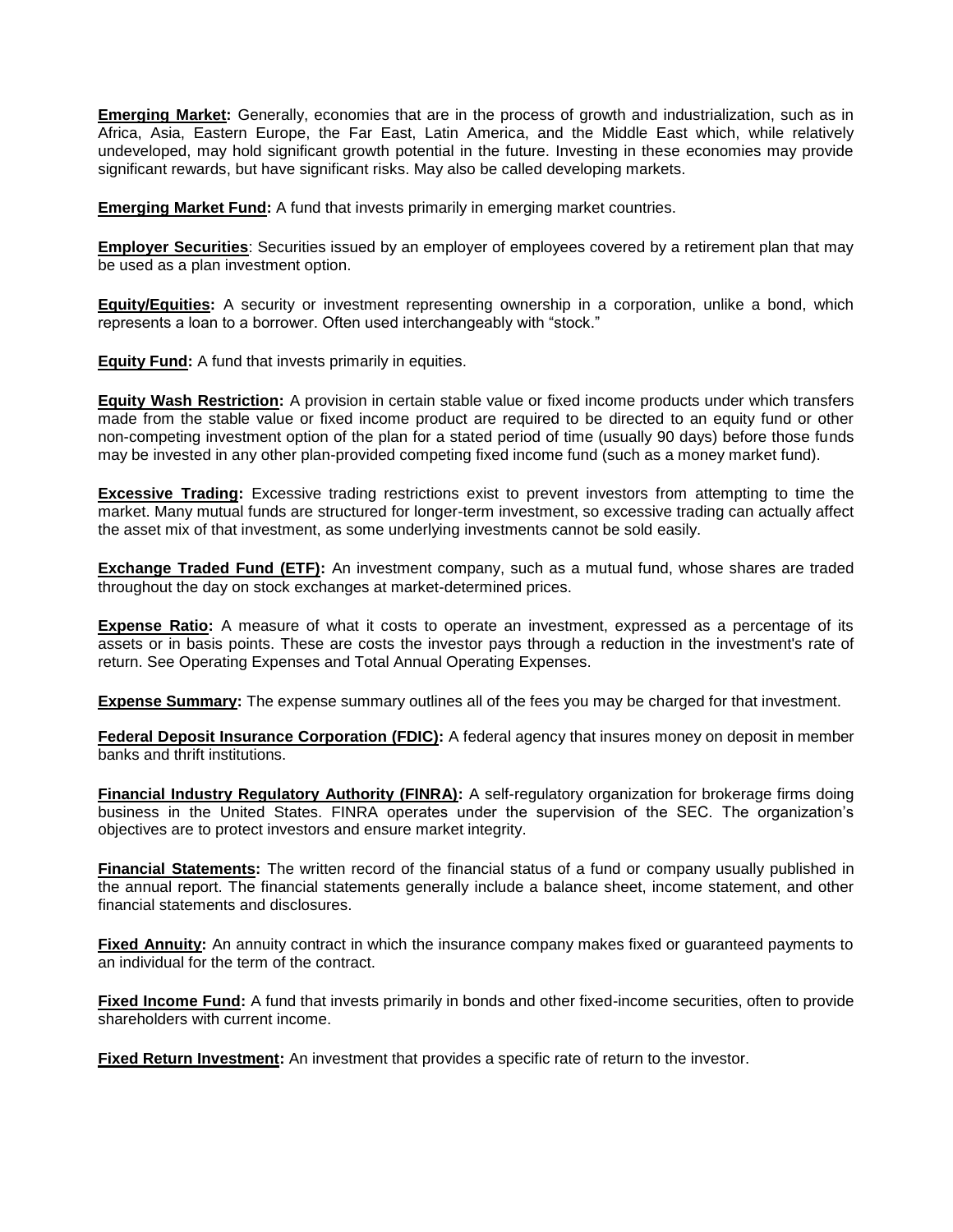**Emerging Market:** Generally, economies that are in the process of growth and industrialization, such as in Africa, Asia, Eastern Europe, the Far East, Latin America, and the Middle East which, while relatively undeveloped, may hold significant growth potential in the future. Investing in these economies may provide significant rewards, but have significant risks. May also be called developing markets.

**Emerging Market Fund:** A fund that invests primarily in emerging market countries.

**Employer Securities**: Securities issued by an employer of employees covered by a retirement plan that may be used as a plan investment option.

**Equity/Equities:** A security or investment representing ownership in a corporation, unlike a bond, which represents a loan to a borrower. Often used interchangeably with "stock."

**Equity Fund:** A fund that invests primarily in equities.

**Equity Wash Restriction:** A provision in certain stable value or fixed income products under which transfers made from the stable value or fixed income product are required to be directed to an equity fund or other non-competing investment option of the plan for a stated period of time (usually 90 days) before those funds may be invested in any other plan-provided competing fixed income fund (such as a money market fund).

**Excessive Trading:** Excessive trading restrictions exist to prevent investors from attempting to time the market. Many mutual funds are structured for longer-term investment, so excessive trading can actually affect the asset mix of that investment, as some underlying investments cannot be sold easily.

**Exchange Traded Fund (ETF):** An investment company, such as a mutual fund, whose shares are traded throughout the day on stock exchanges at market-determined prices.

**Expense Ratio:** A measure of what it costs to operate an investment, expressed as a percentage of its assets or in basis points. These are costs the investor pays through a reduction in the investment's rate of return. See Operating Expenses and Total Annual Operating Expenses.

**Expense Summary:** The expense summary outlines all of the fees you may be charged for that investment.

**Federal Deposit Insurance Corporation (FDIC):** A federal agency that insures money on deposit in member banks and thrift institutions.

**Financial Industry Regulatory Authority (FINRA):** A self-regulatory organization for brokerage firms doing business in the United States. FINRA operates under the supervision of the SEC. The organization's objectives are to protect investors and ensure market integrity.

**Financial Statements:** The written record of the financial status of a fund or company usually published in the annual report. The financial statements generally include a balance sheet, income statement, and other financial statements and disclosures.

**Fixed Annuity:** An annuity contract in which the insurance company makes fixed or guaranteed payments to an individual for the term of the contract.

**Fixed Income Fund:** A fund that invests primarily in bonds and other fixed-income securities, often to provide shareholders with current income.

**Fixed Return Investment:** An investment that provides a specific rate of return to the investor.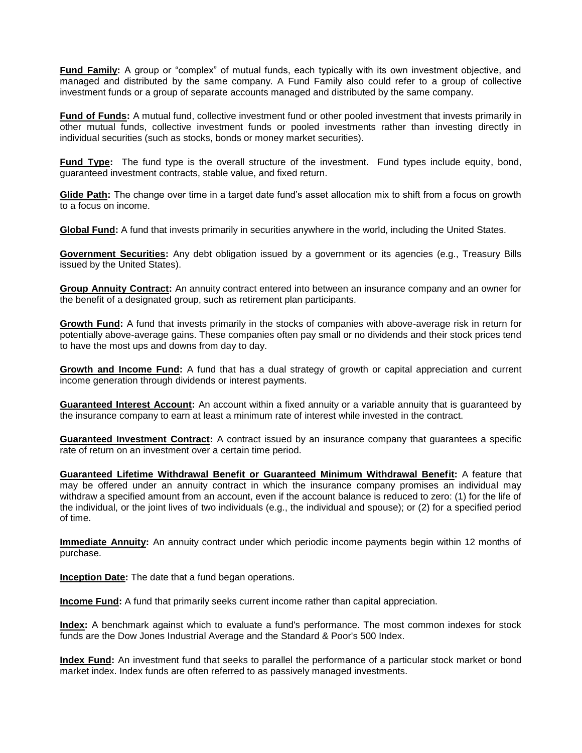**Fund Family:** A group or "complex" of mutual funds, each typically with its own investment objective, and managed and distributed by the same company. A Fund Family also could refer to a group of collective investment funds or a group of separate accounts managed and distributed by the same company.

**Fund of Funds:** A mutual fund, collective investment fund or other pooled investment that invests primarily in other mutual funds, collective investment funds or pooled investments rather than investing directly in individual securities (such as stocks, bonds or money market securities).

**Fund Type:** The fund type is the overall structure of the investment. Fund types include equity, bond, guaranteed investment contracts, stable value, and fixed return.

**Glide Path:** The change over time in a target date fund's asset allocation mix to shift from a focus on growth to a focus on income.

**Global Fund:** A fund that invests primarily in securities anywhere in the world, including the United States.

**Government Securities:** Any debt obligation issued by a government or its agencies (e.g., Treasury Bills issued by the United States).

**Group Annuity Contract:** An annuity contract entered into between an insurance company and an owner for the benefit of a designated group, such as retirement plan participants.

**Growth Fund:** A fund that invests primarily in the stocks of companies with above-average risk in return for potentially above-average gains. These companies often pay small or no dividends and their stock prices tend to have the most ups and downs from day to day.

**Growth and Income Fund:** A fund that has a dual strategy of growth or capital appreciation and current income generation through dividends or interest payments.

**Guaranteed Interest Account:** An account within a fixed annuity or a variable annuity that is guaranteed by the insurance company to earn at least a minimum rate of interest while invested in the contract.

**Guaranteed Investment Contract:** A contract issued by an insurance company that guarantees a specific rate of return on an investment over a certain time period.

**Guaranteed Lifetime Withdrawal Benefit or Guaranteed Minimum Withdrawal Benefit:** A feature that may be offered under an annuity contract in which the insurance company promises an individual may withdraw a specified amount from an account, even if the account balance is reduced to zero: (1) for the life of the individual, or the joint lives of two individuals (e.g., the individual and spouse); or (2) for a specified period of time.

**Immediate Annuity:** An annuity contract under which periodic income payments begin within 12 months of purchase.

**Inception Date:** The date that a fund began operations.

**Income Fund:** A fund that primarily seeks current income rather than capital appreciation.

**Index:** A benchmark against which to evaluate a fund's performance. The most common indexes for stock funds are the Dow Jones Industrial Average and the Standard & Poor's 500 Index.

**Index Fund:** An investment fund that seeks to parallel the performance of a particular stock market or bond market index. Index funds are often referred to as passively managed investments.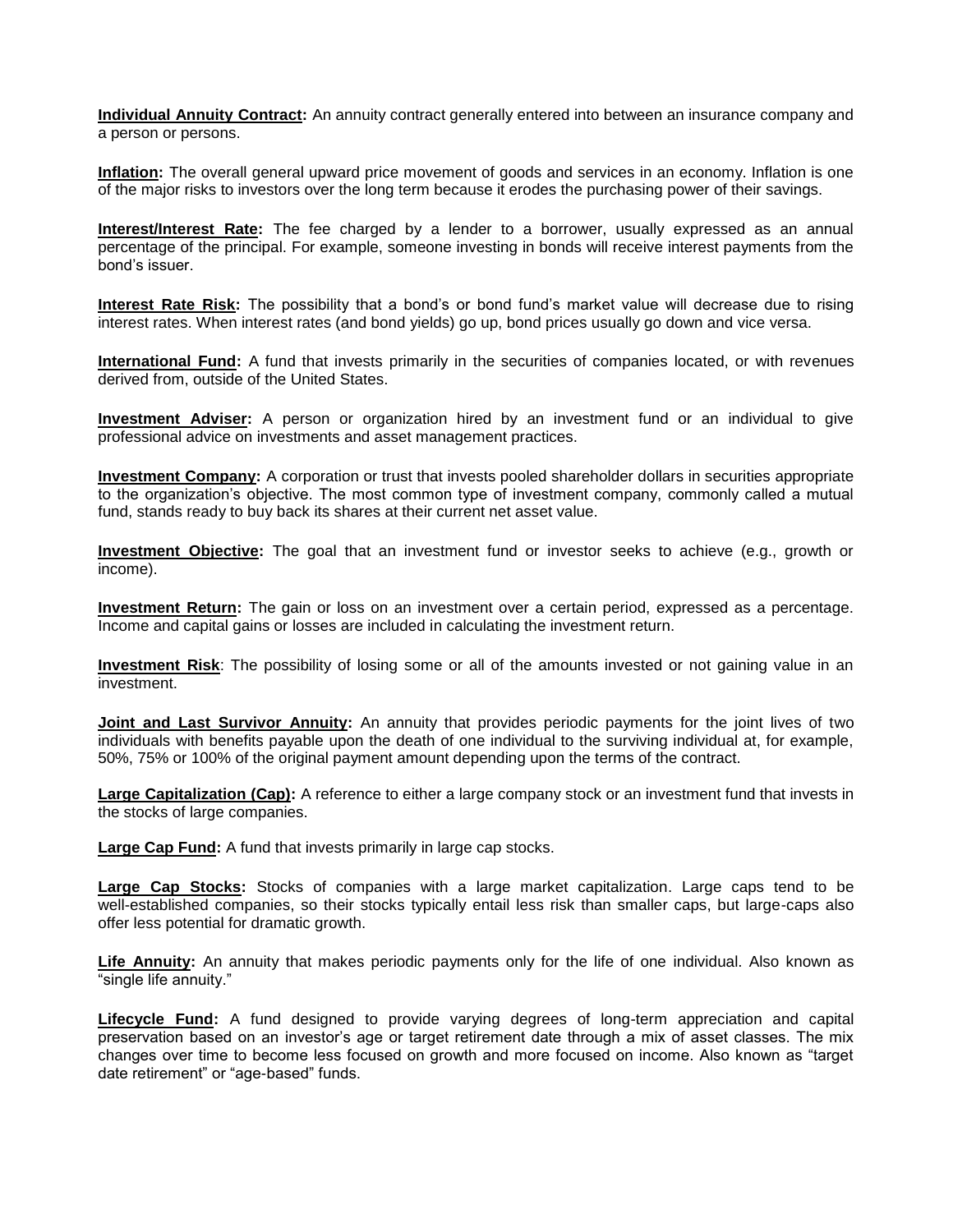**Individual Annuity Contract:** An annuity contract generally entered into between an insurance company and a person or persons.

**Inflation:** The overall general upward price movement of goods and services in an economy. Inflation is one of the major risks to investors over the long term because it erodes the purchasing power of their savings.

**Interest/Interest Rate:** The fee charged by a lender to a borrower, usually expressed as an annual percentage of the principal. For example, someone investing in bonds will receive interest payments from the bond's issuer.

**Interest Rate Risk:** The possibility that a bond's or bond fund's market value will decrease due to rising interest rates. When interest rates (and bond yields) go up, bond prices usually go down and vice versa.

**International Fund:** A fund that invests primarily in the securities of companies located, or with revenues derived from, outside of the United States.

**Investment Adviser:** A person or organization hired by an investment fund or an individual to give professional advice on investments and asset management practices.

**Investment Company:** A corporation or trust that invests pooled shareholder dollars in securities appropriate to the organization's objective. The most common type of investment company, commonly called a mutual fund, stands ready to buy back its shares at their current net asset value.

**Investment Objective:** The goal that an investment fund or investor seeks to achieve (e.g., growth or income).

**Investment Return:** The gain or loss on an investment over a certain period, expressed as a percentage. Income and capital gains or losses are included in calculating the investment return.

**Investment Risk**: The possibility of losing some or all of the amounts invested or not gaining value in an investment.

**Joint and Last Survivor Annuity:** An annuity that provides periodic payments for the joint lives of two individuals with benefits payable upon the death of one individual to the surviving individual at, for example, 50%, 75% or 100% of the original payment amount depending upon the terms of the contract.

**Large Capitalization (Cap):** A reference to either a large company stock or an investment fund that invests in the stocks of large companies.

**Large Cap Fund:** A fund that invests primarily in large cap stocks.

**Large Cap Stocks:** Stocks of companies with a large market capitalization. Large caps tend to be well-established companies, so their stocks typically entail less risk than smaller caps, but large-caps also offer less potential for dramatic growth.

**Life Annuity:** An annuity that makes periodic payments only for the life of one individual. Also known as "single life annuity."

**Lifecycle Fund:** A fund designed to provide varying degrees of long-term appreciation and capital preservation based on an investor's age or target retirement date through a mix of asset classes. The mix changes over time to become less focused on growth and more focused on income. Also known as "target date retirement" or "age-based" funds.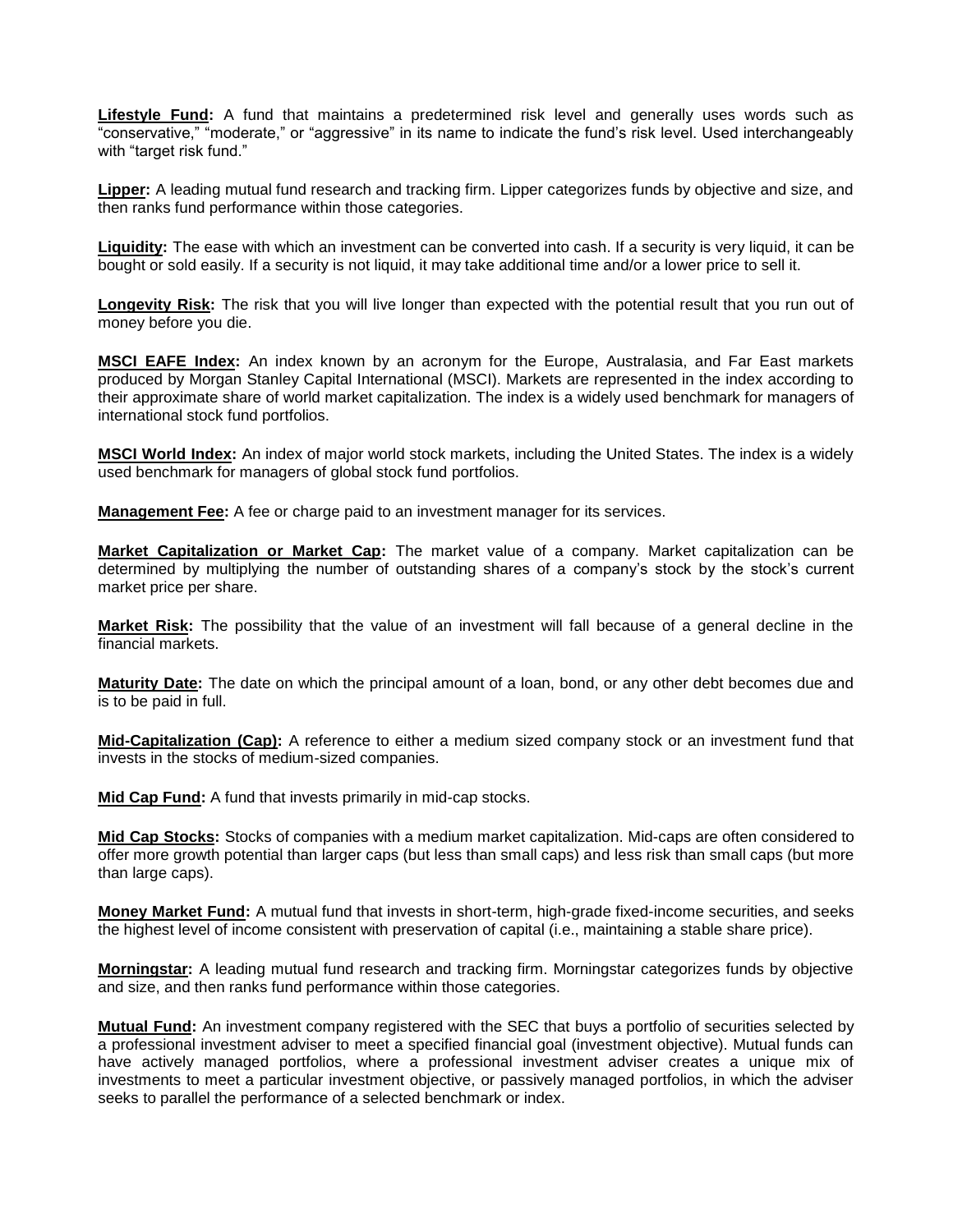**Lifestyle Fund:** A fund that maintains a predetermined risk level and generally uses words such as "conservative," "moderate," or "aggressive" in its name to indicate the fund's risk level. Used interchangeably with "target risk fund."

**Lipper:** A leading mutual fund research and tracking firm. Lipper categorizes funds by objective and size, and then ranks fund performance within those categories.

**Liquidity:** The ease with which an investment can be converted into cash. If a security is very liquid, it can be bought or sold easily. If a security is not liquid, it may take additional time and/or a lower price to sell it.

**Longevity Risk:** The risk that you will live longer than expected with the potential result that you run out of money before you die.

**MSCI EAFE Index:** An index known by an acronym for the Europe, Australasia, and Far East markets produced by Morgan Stanley Capital International (MSCI). Markets are represented in the index according to their approximate share of world market capitalization. The index is a widely used benchmark for managers of international stock fund portfolios.

**MSCI World Index:** An index of major world stock markets, including the United States. The index is a widely used benchmark for managers of global stock fund portfolios.

**Management Fee:** A fee or charge paid to an investment manager for its services.

**Market Capitalization or Market Cap:** The market value of a company. Market capitalization can be determined by multiplying the number of outstanding shares of a company's stock by the stock's current market price per share.

**Market Risk:** The possibility that the value of an investment will fall because of a general decline in the financial markets.

**Maturity Date:** The date on which the principal amount of a loan, bond, or any other debt becomes due and is to be paid in full.

**Mid-Capitalization (Cap):** A reference to either a medium sized company stock or an investment fund that invests in the stocks of medium-sized companies.

**Mid Cap Fund:** A fund that invests primarily in mid-cap stocks.

**Mid Cap Stocks:** Stocks of companies with a medium market capitalization. Mid-caps are often considered to offer more growth potential than larger caps (but less than small caps) and less risk than small caps (but more than large caps).

**Money Market Fund:** A mutual fund that invests in short-term, high-grade fixed-income securities, and seeks the highest level of income consistent with preservation of capital (i.e., maintaining a stable share price).

**Morningstar:** A leading mutual fund research and tracking firm. Morningstar categorizes funds by objective and size, and then ranks fund performance within those categories.

**Mutual Fund:** An investment company registered with the SEC that buys a portfolio of securities selected by a professional investment adviser to meet a specified financial goal (investment objective). Mutual funds can have actively managed portfolios, where a professional investment adviser creates a unique mix of investments to meet a particular investment objective, or passively managed portfolios, in which the adviser seeks to parallel the performance of a selected benchmark or index.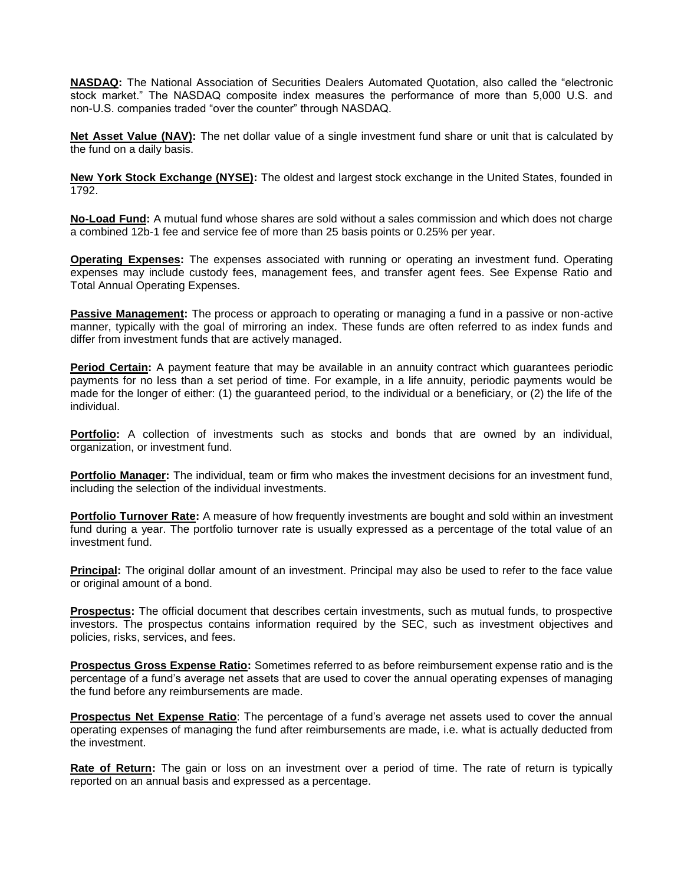**NASDAQ:** The National Association of Securities Dealers Automated Quotation, also called the "electronic stock market." The NASDAQ composite index measures the performance of more than 5,000 U.S. and non-U.S. companies traded "over the counter" through NASDAQ.

**Net Asset Value (NAV):** The net dollar value of a single investment fund share or unit that is calculated by the fund on a daily basis.

**New York Stock Exchange (NYSE):** The oldest and largest stock exchange in the United States, founded in 1792.

**No-Load Fund:** A mutual fund whose shares are sold without a sales commission and which does not charge a combined 12b-1 fee and service fee of more than 25 basis points or 0.25% per year.

**Operating Expenses:** The expenses associated with running or operating an investment fund. Operating expenses may include custody fees, management fees, and transfer agent fees. See Expense Ratio and Total Annual Operating Expenses.

**Passive Management:** The process or approach to operating or managing a fund in a passive or non-active manner, typically with the goal of mirroring an index. These funds are often referred to as index funds and differ from investment funds that are actively managed.

**Period Certain:** A payment feature that may be available in an annuity contract which guarantees periodic payments for no less than a set period of time. For example, in a life annuity, periodic payments would be made for the longer of either: (1) the guaranteed period, to the individual or a beneficiary, or (2) the life of the individual.

**Portfolio:** A collection of investments such as stocks and bonds that are owned by an individual, organization, or investment fund.

**Portfolio Manager:** The individual, team or firm who makes the investment decisions for an investment fund, including the selection of the individual investments.

**Portfolio Turnover Rate:** A measure of how frequently investments are bought and sold within an investment fund during a year. The portfolio turnover rate is usually expressed as a percentage of the total value of an investment fund.

**Principal:** The original dollar amount of an investment. Principal may also be used to refer to the face value or original amount of a bond.

**Prospectus:** The official document that describes certain investments, such as mutual funds, to prospective investors. The prospectus contains information required by the SEC, such as investment objectives and policies, risks, services, and fees.

**Prospectus Gross Expense Ratio:** Sometimes referred to as before reimbursement expense ratio and is the percentage of a fund's average net assets that are used to cover the annual operating expenses of managing the fund before any reimbursements are made.

**Prospectus Net Expense Ratio**: The percentage of a fund's average net assets used to cover the annual operating expenses of managing the fund after reimbursements are made, i.e. what is actually deducted from the investment.

**Rate of Return:** The gain or loss on an investment over a period of time. The rate of return is typically reported on an annual basis and expressed as a percentage.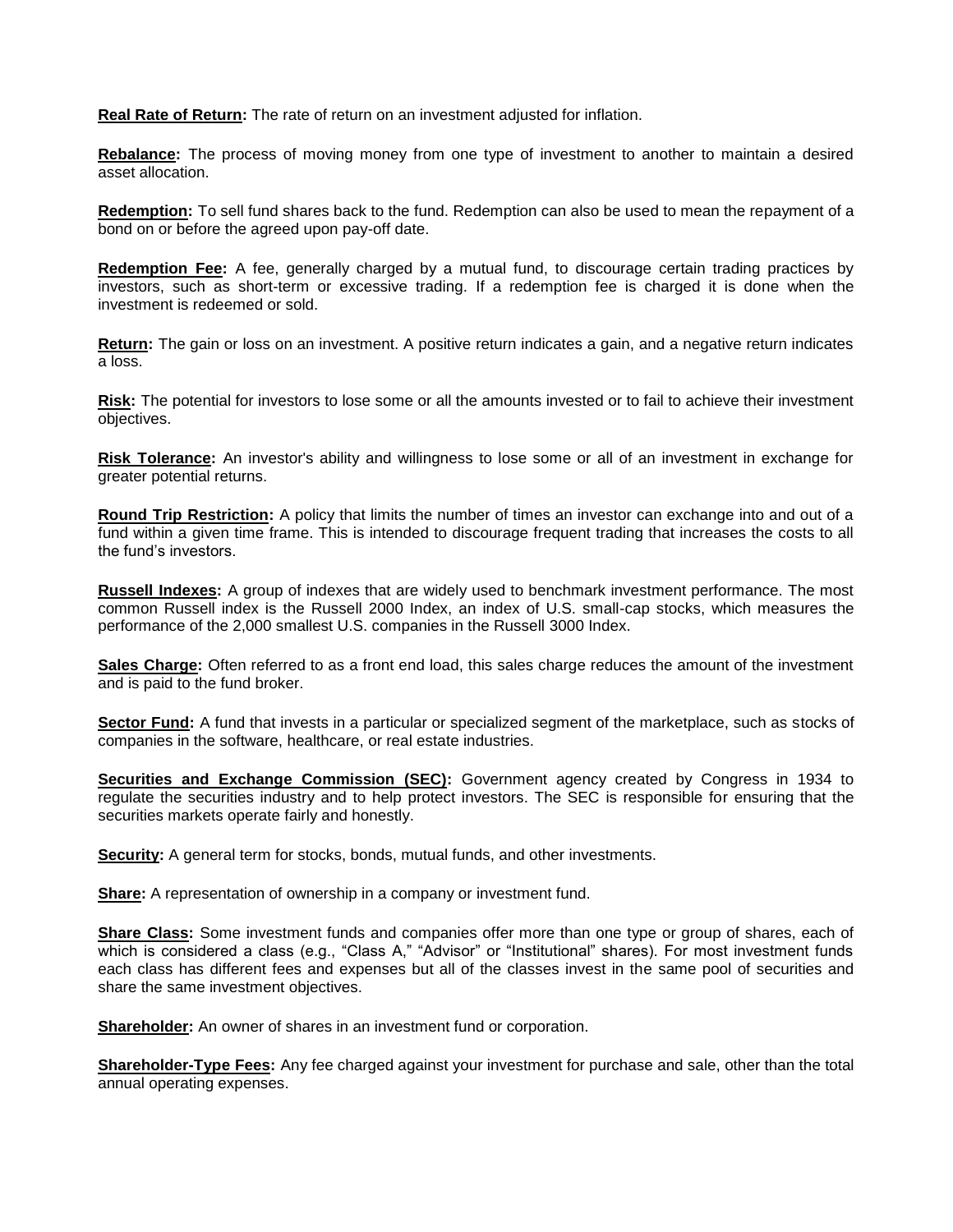**Real Rate of Return:** The rate of return on an investment adjusted for inflation.

**Rebalance:** The process of moving money from one type of investment to another to maintain a desired asset allocation.

**Redemption:** To sell fund shares back to the fund. Redemption can also be used to mean the repayment of a bond on or before the agreed upon pay-off date.

**Redemption Fee:** A fee, generally charged by a mutual fund, to discourage certain trading practices by investors, such as short-term or excessive trading. If a redemption fee is charged it is done when the investment is redeemed or sold.

**Return:** The gain or loss on an investment. A positive return indicates a gain, and a negative return indicates a loss.

**Risk:** The potential for investors to lose some or all the amounts invested or to fail to achieve their investment objectives.

**Risk Tolerance:** An investor's ability and willingness to lose some or all of an investment in exchange for greater potential returns.

**Round Trip Restriction:** A policy that limits the number of times an investor can exchange into and out of a fund within a given time frame. This is intended to discourage frequent trading that increases the costs to all the fund's investors.

**Russell Indexes:** A group of indexes that are widely used to benchmark investment performance. The most common Russell index is the Russell 2000 Index, an index of U.S. small-cap stocks, which measures the performance of the 2,000 smallest U.S. companies in the Russell 3000 Index.

**Sales Charge:** Often referred to as a front end load, this sales charge reduces the amount of the investment and is paid to the fund broker.

**Sector Fund:** A fund that invests in a particular or specialized segment of the marketplace, such as stocks of companies in the software, healthcare, or real estate industries.

**Securities and Exchange Commission (SEC):** Government agency created by Congress in 1934 to regulate the securities industry and to help protect investors. The SEC is responsible for ensuring that the securities markets operate fairly and honestly.

**Security:** A general term for stocks, bonds, mutual funds, and other investments.

**Share:** A representation of ownership in a company or investment fund.

**Share Class:** Some investment funds and companies offer more than one type or group of shares, each of which is considered a class (e.g., "Class A," "Advisor" or "Institutional" shares). For most investment funds each class has different fees and expenses but all of the classes invest in the same pool of securities and share the same investment objectives.

**Shareholder:** An owner of shares in an investment fund or corporation.

**Shareholder-Type Fees:** Any fee charged against your investment for purchase and sale, other than the total annual operating expenses.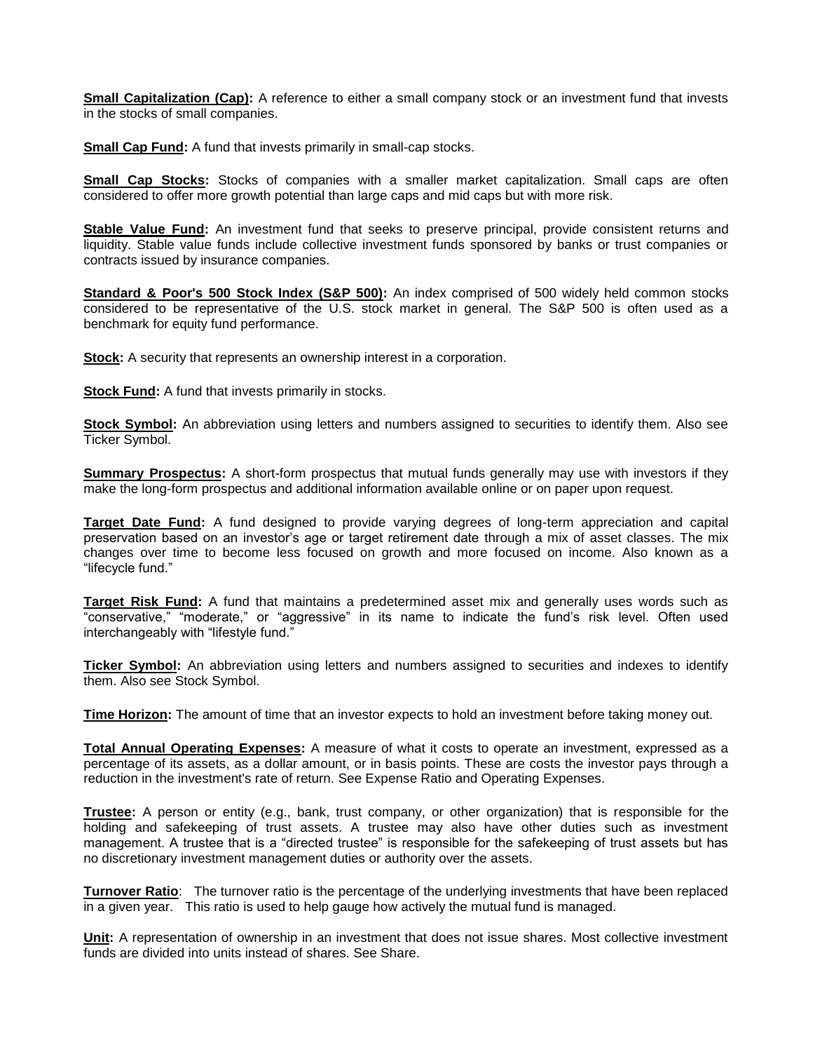**Small Capitalization (Cap):** A reference to either a small company stock or an investment fund that invests in the stocks of small companies.

**Small Cap Fund:** A fund that invests primarily in small-cap stocks.

**Small Cap Stocks:** Stocks of companies with a smaller market capitalization. Small caps are often considered to offer more growth potential than large caps and mid caps but with more risk.

**Stable Value Fund:** An investment fund that seeks to preserve principal, provide consistent returns and liquidity. Stable value funds include collective investment funds sponsored by banks or trust companies or contracts issued by insurance companies.

**Standard & Poor's 500 Stock Index (S&P 500):** An index comprised of 500 widely held common stocks considered to be representative of the U.S. stock market in general. The S&P 500 is often used as a benchmark for equity fund performance.

**Stock:** A security that represents an ownership interest in a corporation.

**Stock Fund:** A fund that invests primarily in stocks.

**Stock Symbol:** An abbreviation using letters and numbers assigned to securities to identify them. Also see Ticker Symbol.

**Summary Prospectus:** A short-form prospectus that mutual funds generally may use with investors if they make the long-form prospectus and additional information available online or on paper upon request.

**Target Date Fund:** A fund designed to provide varying degrees of long-term appreciation and capital preservation based on an investor's age or target retirement date through a mix of asset classes. The mix changes over time to become less focused on growth and more focused on income. Also known as a "lifecycle fund."

**Target Risk Fund:** A fund that maintains a predetermined asset mix and generally uses words such as "conservative," "moderate," or "aggressive" in its name to indicate the fund's risk level. Often used interchangeably with "lifestyle fund."

**Ticker Symbol:** An abbreviation using letters and numbers assigned to securities and indexes to identify them. Also see Stock Symbol.

**Time Horizon:** The amount of time that an investor expects to hold an investment before taking money out.

**Total Annual Operating Expenses:** A measure of what it costs to operate an investment, expressed as a percentage of its assets, as a dollar amount, or in basis points. These are costs the investor pays through a reduction in the investment's rate of return. See Expense Ratio and Operating Expenses.

**Trustee:** A person or entity (e.g., bank, trust company, or other organization) that is responsible for the holding and safekeeping of trust assets. A trustee may also have other duties such as investment management. A trustee that is a "directed trustee" is responsible for the safekeeping of trust assets but has no discretionary investment management duties or authority over the assets.

**Turnover Ratio**: The turnover ratio is the percentage of the underlying investments that have been replaced in a given year. This ratio is used to help gauge how actively the mutual fund is managed.

**Unit:** A representation of ownership in an investment that does not issue shares. Most collective investment funds are divided into units instead of shares. See Share.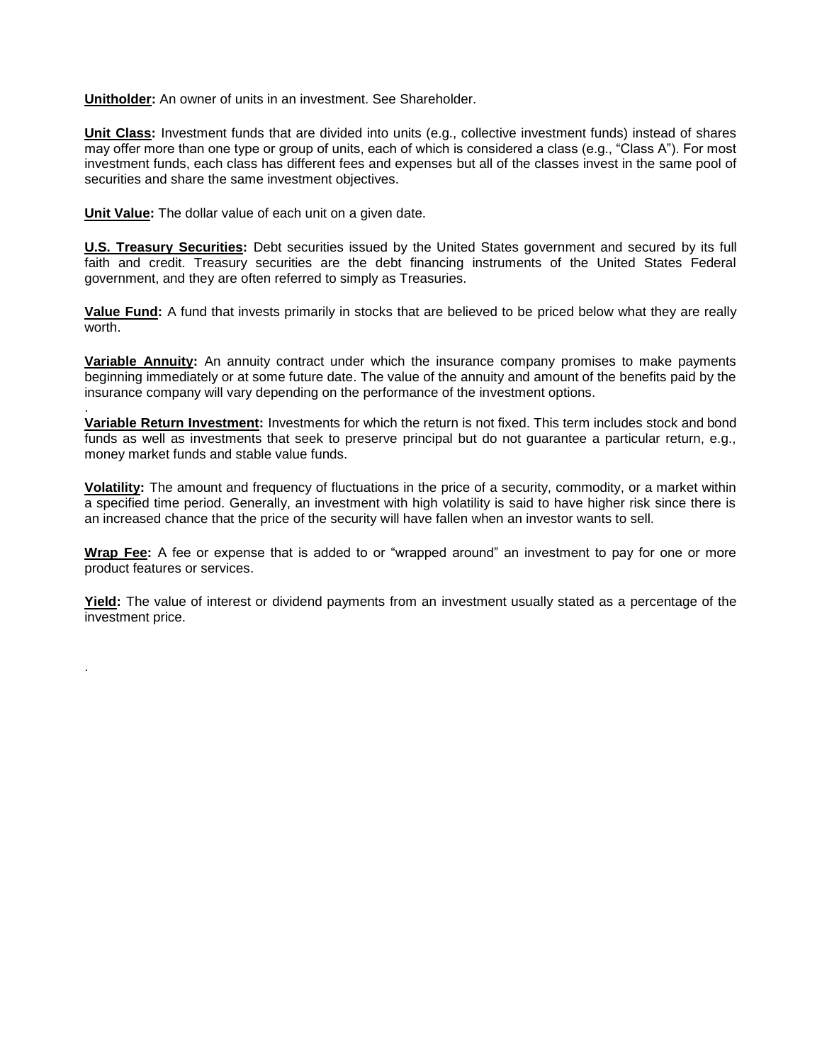**Unitholder:** An owner of units in an investment. See Shareholder.

**Unit Class:** Investment funds that are divided into units (e.g., collective investment funds) instead of shares may offer more than one type or group of units, each of which is considered a class (e.g., "Class A"). For most investment funds, each class has different fees and expenses but all of the classes invest in the same pool of securities and share the same investment objectives.

**Unit Value:** The dollar value of each unit on a given date.

**U.S. Treasury Securities:** Debt securities issued by the United States government and secured by its full faith and credit. Treasury securities are the debt financing instruments of the United States Federal government, and they are often referred to simply as Treasuries.

**Value Fund:** A fund that invests primarily in stocks that are believed to be priced below what they are really worth.

**Variable Annuity:** An annuity contract under which the insurance company promises to make payments beginning immediately or at some future date. The value of the annuity and amount of the benefits paid by the insurance company will vary depending on the performance of the investment options.

.

**Variable Return Investment:** Investments for which the return is not fixed. This term includes stock and bond funds as well as investments that seek to preserve principal but do not guarantee a particular return, e.g., money market funds and stable value funds.

**Volatility:** The amount and frequency of fluctuations in the price of a security, commodity, or a market within a specified time period. Generally, an investment with high volatility is said to have higher risk since there is an increased chance that the price of the security will have fallen when an investor wants to sell.

**Wrap Fee:** A fee or expense that is added to or "wrapped around" an investment to pay for one or more product features or services.

**Yield:** The value of interest or dividend payments from an investment usually stated as a percentage of the investment price.

.